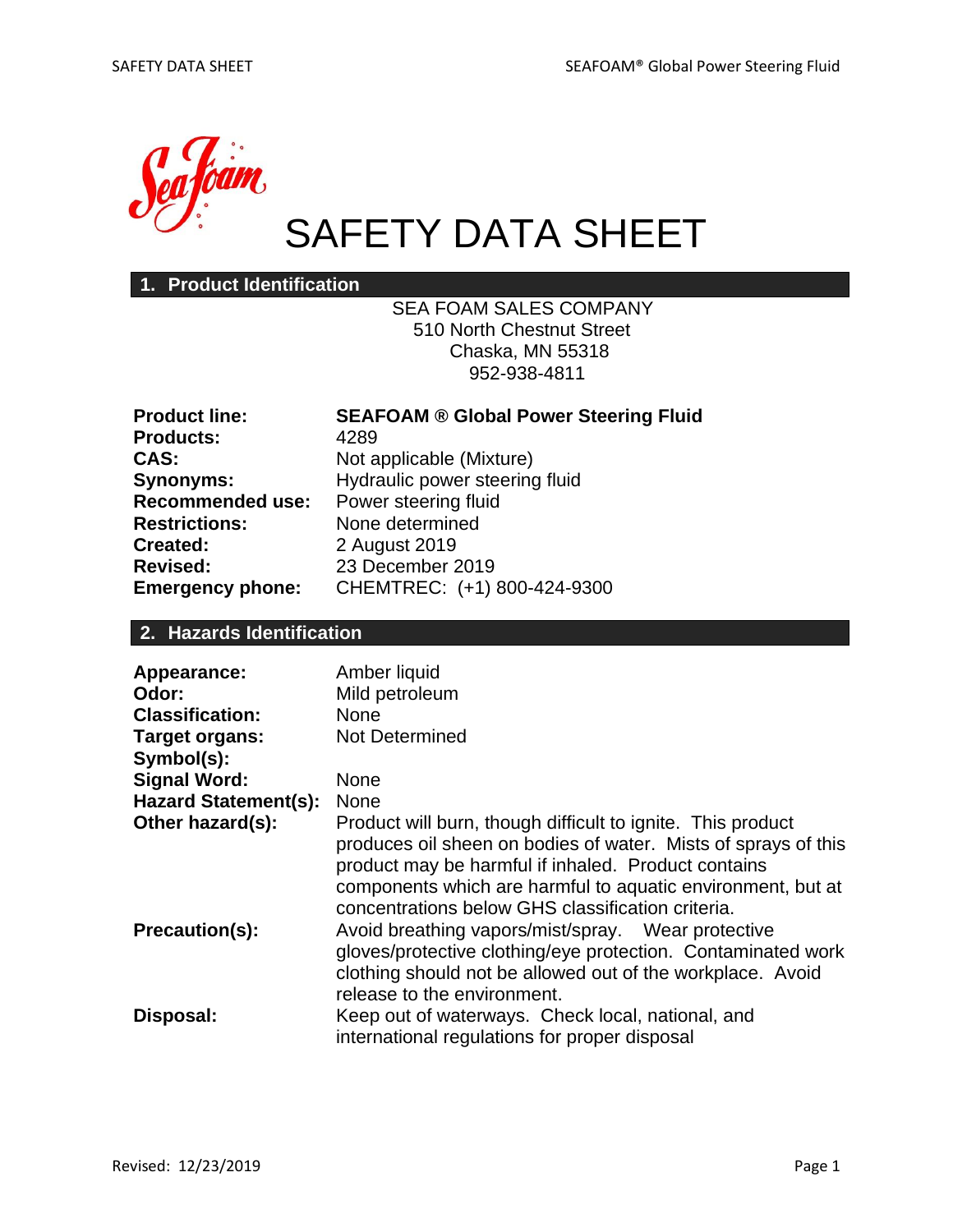# SAFETY DATA SHEET

## 1. Product Identification

SEA FOAM SALES COMPANY
510 North Chestnut Street
Chaska, MN 55318
952-938-4811

| | |
|---|---|
| **Product line:** | **SEAFOAM ® Global Power Steering Fluid** |
| **Products:** | 4289 |
| **CAS:** | Not applicable (Mixture) |
| **Synonyms:** | Hydraulic power steering fluid |
| **Recommended use:** | Power steering fluid |
| **Restrictions:** | None determined |
| **Created:** | 2 August 2019 |
| **Revised:** | 23 December 2019 |
| **Emergency phone:** | CHEMTREC: (+1) 800-424-9300 |

## 2. Hazards Identification

| | |
|---|---|
| **Appearance:** | Amber liquid |
| **Odor:** | Mild petroleum |
| **Classification:** | None |
| **Target organs:** | Not Determined |
| **Symbol(s):** | |
| **Signal Word:** | None |
| **Hazard Statement(s):** | None |
| **Other hazard(s):** | Product will burn, though difficult to ignite. This product produces oil sheen on bodies of water. Mists of sprays of this product may be harmful if inhaled. Product contains components which are harmful to aquatic environment, but at concentrations below GHS classification criteria. |
| **Precaution(s):** | Avoid breathing vapors/mist/spray. Wear protective gloves/protective clothing/eye protection. Contaminated work clothing should not be allowed out of the workplace. Avoid release to the environment. |
| **Disposal:** | Keep out of waterways. Check local, national, and international regulations for proper disposal |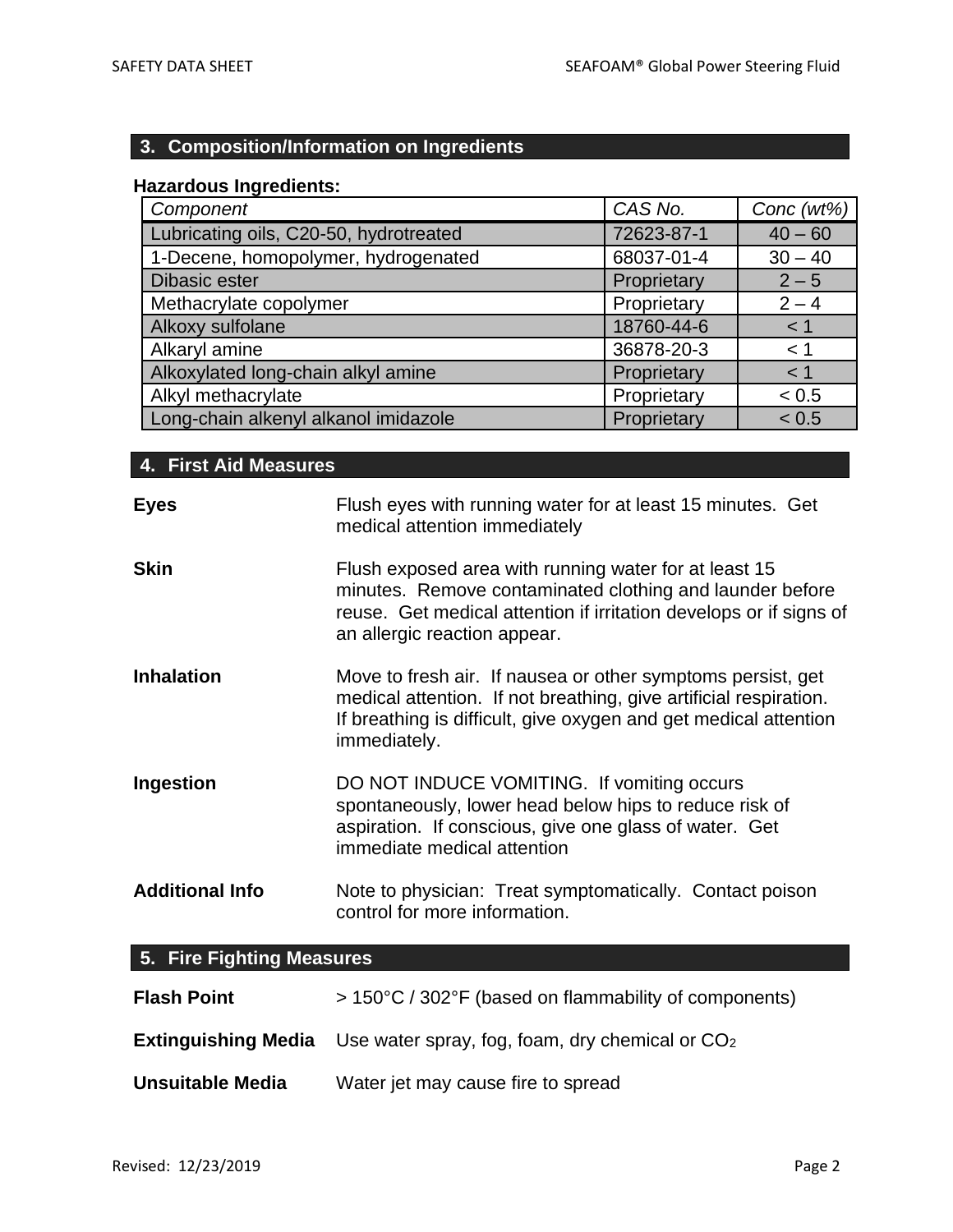## 3. Composition/Information on Ingredients

**Hazardous Ingredients:**

| *Component* | *CAS No.* | *Conc (wt%)* |
|---|---|---|
| Lubricating oils, C20-50, hydrotreated | 72623-87-1 | 40 – 60 |
| 1-Decene, homopolymer, hydrogenated | 68037-01-4 | 30 – 40 |
| Dibasic ester | Proprietary | 2 – 5 |
| Methacrylate copolymer | Proprietary | 2 – 4 |
| Alkoxy sulfolane | 18760-44-6 | < 1 |
| Alkaryl amine | 36878-20-3 | < 1 |
| Alkoxylated long-chain alkyl amine | Proprietary | < 1 |
| Alkyl methacrylate | Proprietary | < 0.5 |
| Long-chain alkenyl alkanol imidazole | Proprietary | < 0.5 |

## 4. First Aid Measures

**Eyes** Flush eyes with running water for at least 15 minutes. Get medical attention immediately

**Skin** Flush exposed area with running water for at least 15 minutes. Remove contaminated clothing and launder before reuse. Get medical attention if irritation develops or if signs of an allergic reaction appear.

**Inhalation** Move to fresh air. If nausea or other symptoms persist, get medical attention. If not breathing, give artificial respiration. If breathing is difficult, give oxygen and get medical attention immediately.

**Ingestion** DO NOT INDUCE VOMITING. If vomiting occurs spontaneously, lower head below hips to reduce risk of aspiration. If conscious, give one glass of water. Get immediate medical attention

**Additional Info** Note to physician: Treat symptomatically. Contact poison control for more information.

## 5. Fire Fighting Measures

**Flash Point** > 150°C / 302°F (based on flammability of components)

**Extinguishing Media** Use water spray, fog, foam, dry chemical or $CO_2$

**Unsuitable Media** Water jet may cause fire to spread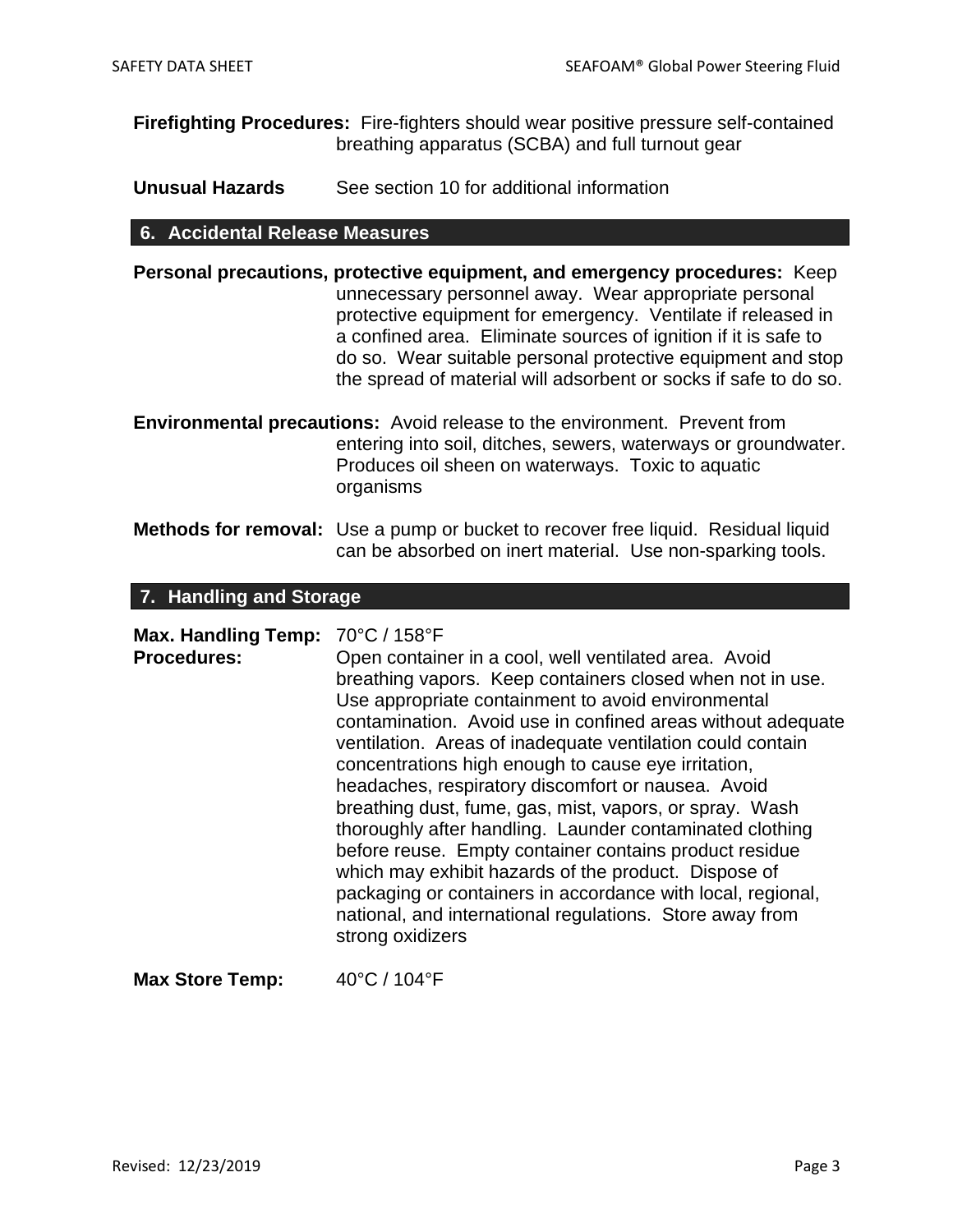**Firefighting Procedures:** Fire-fighters should wear positive pressure self-contained breathing apparatus (SCBA) and full turnout gear

**Unusual Hazards** See section 10 for additional information

## 6. Accidental Release Measures

**Personal precautions, protective equipment, and emergency procedures:** Keep unnecessary personnel away. Wear appropriate personal protective equipment for emergency. Ventilate if released in a confined area. Eliminate sources of ignition if it is safe to do so. Wear suitable personal protective equipment and stop the spread of material will adsorbent or socks if safe to do so.

**Environmental precautions:** Avoid release to the environment. Prevent from entering into soil, ditches, sewers, waterways or groundwater. Produces oil sheen on waterways. Toxic to aquatic organisms

**Methods for removal:** Use a pump or bucket to recover free liquid. Residual liquid can be absorbed on inert material. Use non-sparking tools.

## 7. Handling and Storage

**Max. Handling Temp:** 70°C / 158°F

**Procedures:** Open container in a cool, well ventilated area. Avoid breathing vapors. Keep containers closed when not in use. Use appropriate containment to avoid environmental contamination. Avoid use in confined areas without adequate ventilation. Areas of inadequate ventilation could contain concentrations high enough to cause eye irritation, headaches, respiratory discomfort or nausea. Avoid breathing dust, fume, gas, mist, vapors, or spray. Wash thoroughly after handling. Launder contaminated clothing before reuse. Empty container contains product residue which may exhibit hazards of the product. Dispose of packaging or containers in accordance with local, regional, national, and international regulations. Store away from strong oxidizers

**Max Store Temp:** 40°C / 104°F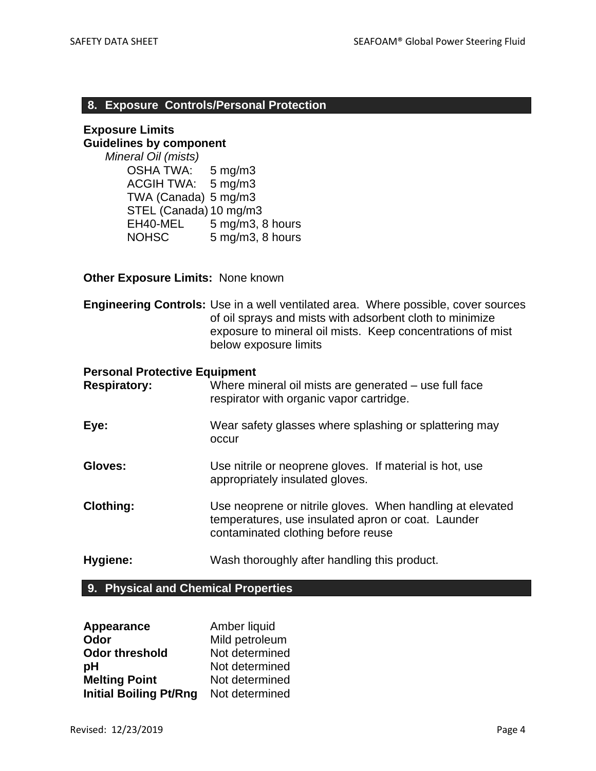## 8. Exposure Controls/Personal Protection

**Exposure Limits**
**Guidelines by component**

*Mineral Oil (mists)*

| | |
|---|---|
| OSHA TWA: | 5 mg/m3 |
| ACGIH TWA: | 5 mg/m3 |
| TWA (Canada) | 5 mg/m3 |
| STEL (Canada) | 10 mg/m3 |
| EH40-MEL | 5 mg/m3, 8 hours |
| NOHSC | 5 mg/m3, 8 hours |

**Other Exposure Limits:** None known

**Engineering Controls:** Use in a well ventilated area. Where possible, cover sources of oil sprays and mists with adsorbent cloth to minimize exposure to mineral oil mists. Keep concentrations of mist below exposure limits

**Personal Protective Equipment**

**Respiratory:** Where mineral oil mists are generated – use full face respirator with organic vapor cartridge.

**Eye:** Wear safety glasses where splashing or splattering may occur

**Gloves:** Use nitrile or neoprene gloves. If material is hot, use appropriately insulated gloves.

**Clothing:** Use neoprene or nitrile gloves. When handling at elevated temperatures, use insulated apron or coat. Launder contaminated clothing before reuse

**Hygiene:** Wash thoroughly after handling this product.

## 9. Physical and Chemical Properties

| | |
|---|---|
| **Appearance** | Amber liquid |
| **Odor** | Mild petroleum |
| **Odor threshold** | Not determined |
| **pH** | Not determined |
| **Melting Point** | Not determined |
| **Initial Boiling Pt/Rng** | Not determined |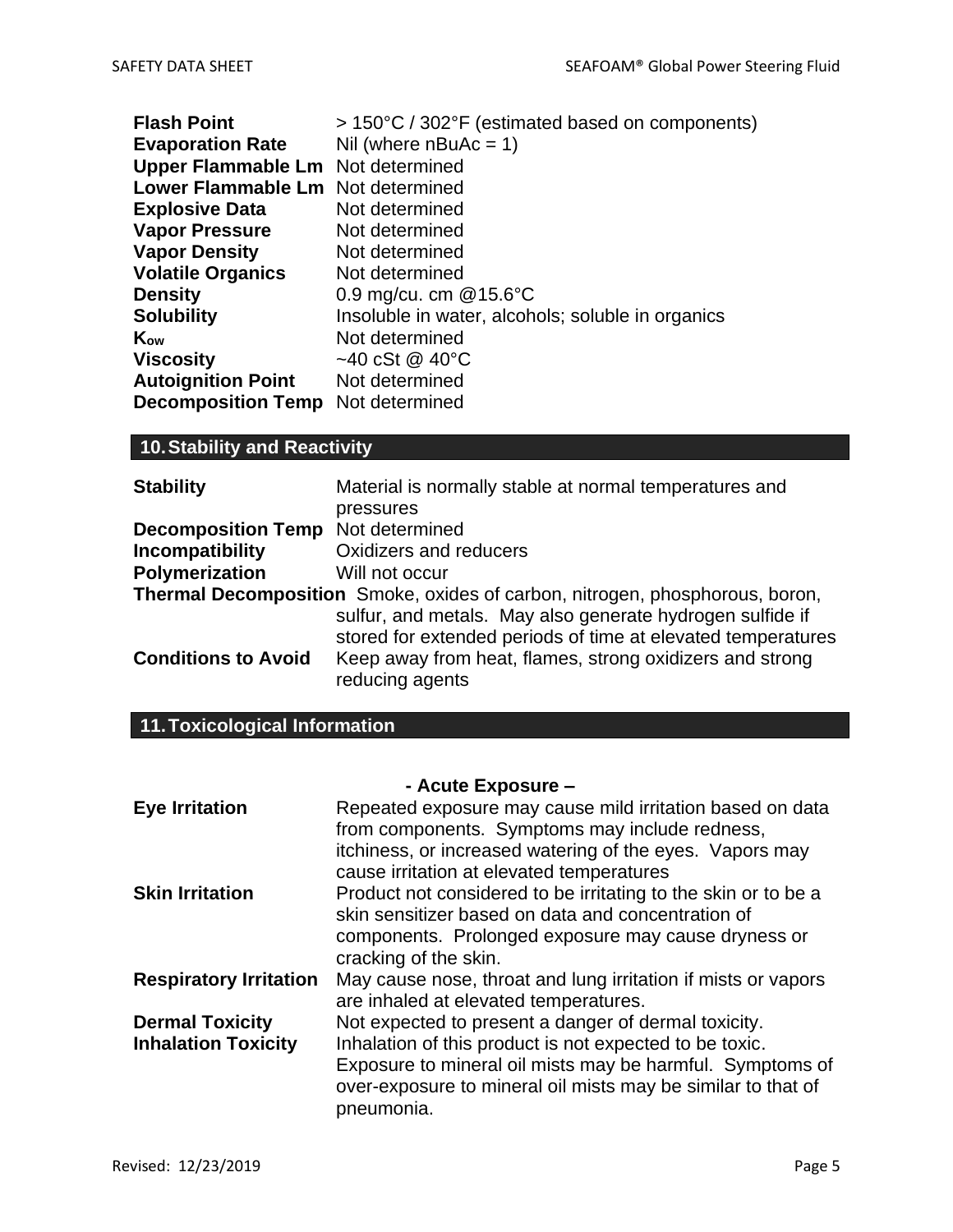| | |
|---|---|
| **Flash Point** | > 150°C / 302°F (estimated based on components) |
| **Evaporation Rate** | Nil (where nBuAc = 1) |
| **Upper Flammable Lm** | Not determined |
| **Lower Flammable Lm** | Not determined |
| **Explosive Data** | Not determined |
| **Vapor Pressure** | Not determined |
| **Vapor Density** | Not determined |
| **Volatile Organics** | Not determined |
| **Density** | 0.9 mg/cu. cm @15.6°C |
| **Solubility** | Insoluble in water, alcohols; soluble in organics |
| **$K_{ow}$** | Not determined |
| **Viscosity** | ~40 cSt @ 40°C |
| **Autoignition Point** | Not determined |
| **Decomposition Temp** | Not determined |

## 10. Stability and Reactivity

| | |
|---|---|
| **Stability** | Material is normally stable at normal temperatures and pressures |
| **Decomposition Temp** | Not determined |
| **Incompatibility** | Oxidizers and reducers |
| **Polymerization** | Will not occur |
| **Thermal Decomposition** | Smoke, oxides of carbon, nitrogen, phosphorous, boron, sulfur, and metals. May also generate hydrogen sulfide if stored for extended periods of time at elevated temperatures |
| **Conditions to Avoid** | Keep away from heat, flames, strong oxidizers and strong reducing agents |

## 11. Toxicological Information

**- Acute Exposure –**

| | |
|---|---|
| **Eye Irritation** | Repeated exposure may cause mild irritation based on data from components. Symptoms may include redness, itchiness, or increased watering of the eyes. Vapors may cause irritation at elevated temperatures |
| **Skin Irritation** | Product not considered to be irritating to the skin or to be a skin sensitizer based on data and concentration of components. Prolonged exposure may cause dryness or cracking of the skin. |
| **Respiratory Irritation** | May cause nose, throat and lung irritation if mists or vapors are inhaled at elevated temperatures. |
| **Dermal Toxicity** | Not expected to present a danger of dermal toxicity. |
| **Inhalation Toxicity** | Inhalation of this product is not expected to be toxic. Exposure to mineral oil mists may be harmful. Symptoms of over-exposure to mineral oil mists may be similar to that of pneumonia. |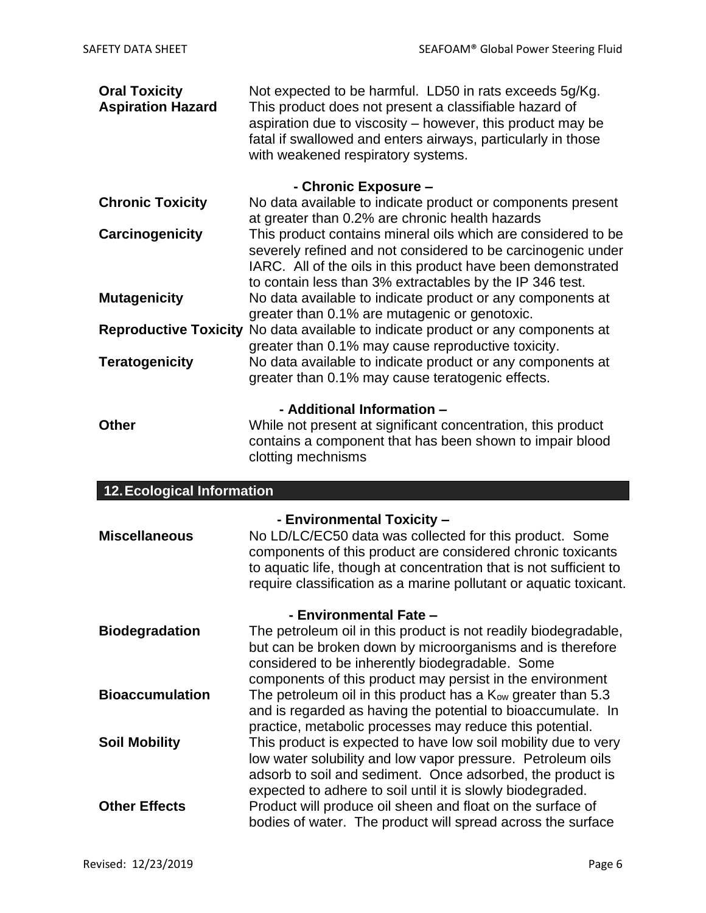**Oral Toxicity** Not expected to be harmful. LD50 in rats exceeds 5g/Kg.

**Aspiration Hazard** This product does not present a classifiable hazard of aspiration due to viscosity – however, this product may be fatal if swallowed and enters airways, particularly in those with weakened respiratory systems.

**- Chronic Exposure –**

**Chronic Toxicity** No data available to indicate product or components present at greater than 0.2% are chronic health hazards

**Carcinogenicity** This product contains mineral oils which are considered to be severely refined and not considered to be carcinogenic under IARC. All of the oils in this product have been demonstrated to contain less than 3% extractables by the IP 346 test.

**Mutagenicity** No data available to indicate product or any components at greater than 0.1% are mutagenic or genotoxic.

**Reproductive Toxicity** No data available to indicate product or any components at greater than 0.1% may cause reproductive toxicity.

**Teratogenicity** No data available to indicate product or any components at greater than 0.1% may cause teratogenic effects.

**- Additional Information –**

**Other** While not present at significant concentration, this product contains a component that has been shown to impair blood clotting mechnisms

## 12. Ecological Information

**- Environmental Toxicity –**

**Miscellaneous** No LD/LC/EC50 data was collected for this product. Some components of this product are considered chronic toxicants to aquatic life, though at concentration that is not sufficient to require classification as a marine pollutant or aquatic toxicant.

**- Environmental Fate –**

**Biodegradation** The petroleum oil in this product is not readily biodegradable, but can be broken down by microorganisms and is therefore considered to be inherently biodegradable. Some components of this product may persist in the environment

**Bioaccumulation** The petroleum oil in this product has a $K_{ow}$ greater than 5.3 and is regarded as having the potential to bioaccumulate. In practice, metabolic processes may reduce this potential.

**Soil Mobility** This product is expected to have low soil mobility due to very low water solubility and low vapor pressure. Petroleum oils adsorb to soil and sediment. Once adsorbed, the product is expected to adhere to soil until it is slowly biodegraded.

**Other Effects** Product will produce oil sheen and float on the surface of bodies of water. The product will spread across the surface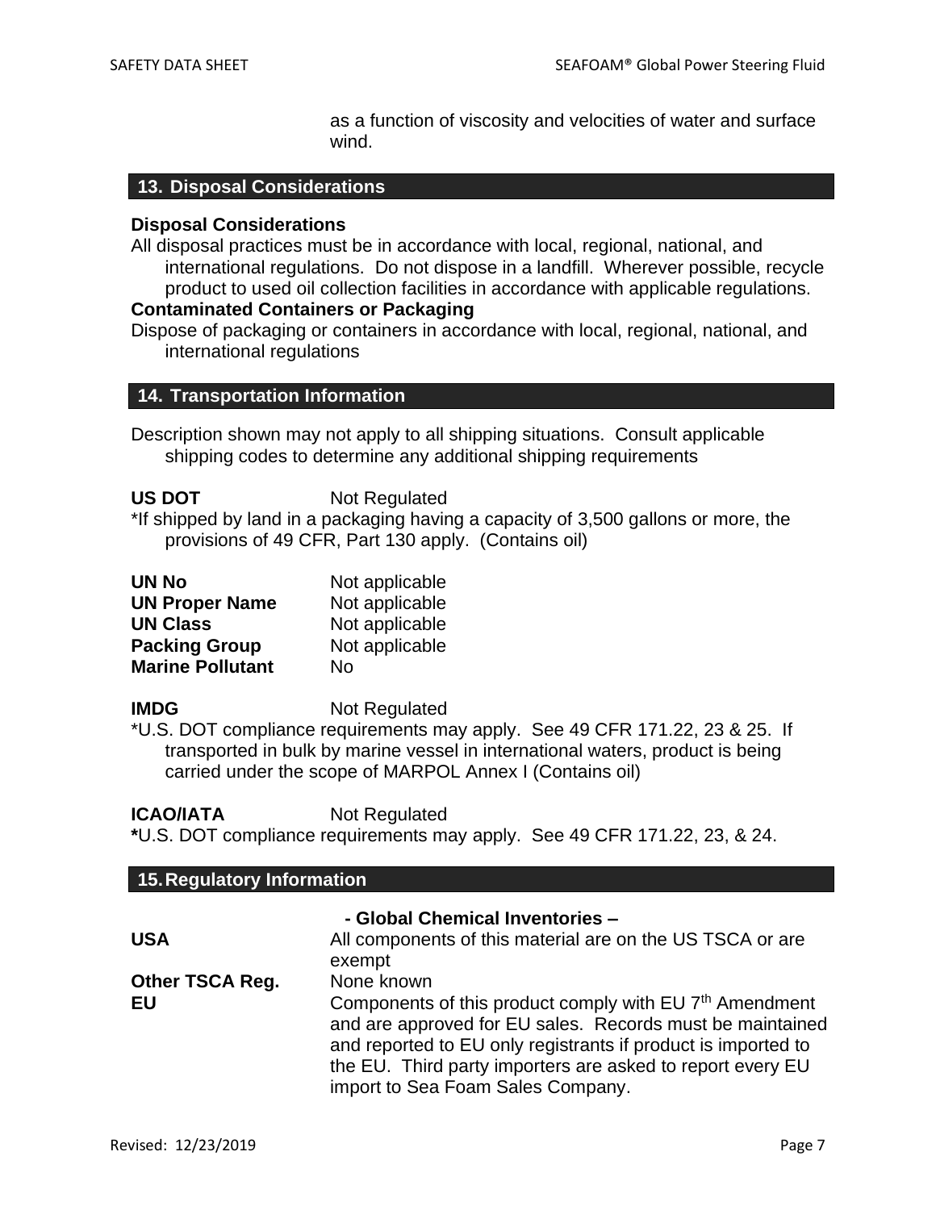as a function of viscosity and velocities of water and surface wind.

## 13. Disposal Considerations

**Disposal Considerations**

All disposal practices must be in accordance with local, regional, national, and international regulations. Do not dispose in a landfill. Wherever possible, recycle product to used oil collection facilities in accordance with applicable regulations.

**Contaminated Containers or Packaging**

Dispose of packaging or containers in accordance with local, regional, national, and international regulations

## 14. Transportation Information

Description shown may not apply to all shipping situations. Consult applicable shipping codes to determine any additional shipping requirements

**US DOT** Not Regulated

*If shipped by land in a packaging having a capacity of 3,500 gallons or more, the provisions of 49 CFR, Part 130 apply. (Contains oil)

| | |
|---|---|
| **UN No** | Not applicable |
| **UN Proper Name** | Not applicable |
| **UN Class** | Not applicable |
| **Packing Group** | Not applicable |
| **Marine Pollutant** | No |

**IMDG** Not Regulated

*U.S. DOT compliance requirements may apply. See 49 CFR 171.22, 23 & 25. If transported in bulk by marine vessel in international waters, product is being carried under the scope of MARPOL Annex I (Contains oil)

**ICAO/IATA** Not Regulated

***U.S. DOT compliance requirements may apply. See 49 CFR 171.22, 23, & 24.

## 15. Regulatory Information

**- Global Chemical Inventories –**

| | |
|---|---|
| **USA** | All components of this material are on the US TSCA or are exempt |
| **Other TSCA Reg.** | None known |
| **EU** | Components of this product comply with EU 7th Amendment and are approved for EU sales. Records must be maintained and reported to EU only registrants if product is imported to the EU. Third party importers are asked to report every EU import to Sea Foam Sales Company. |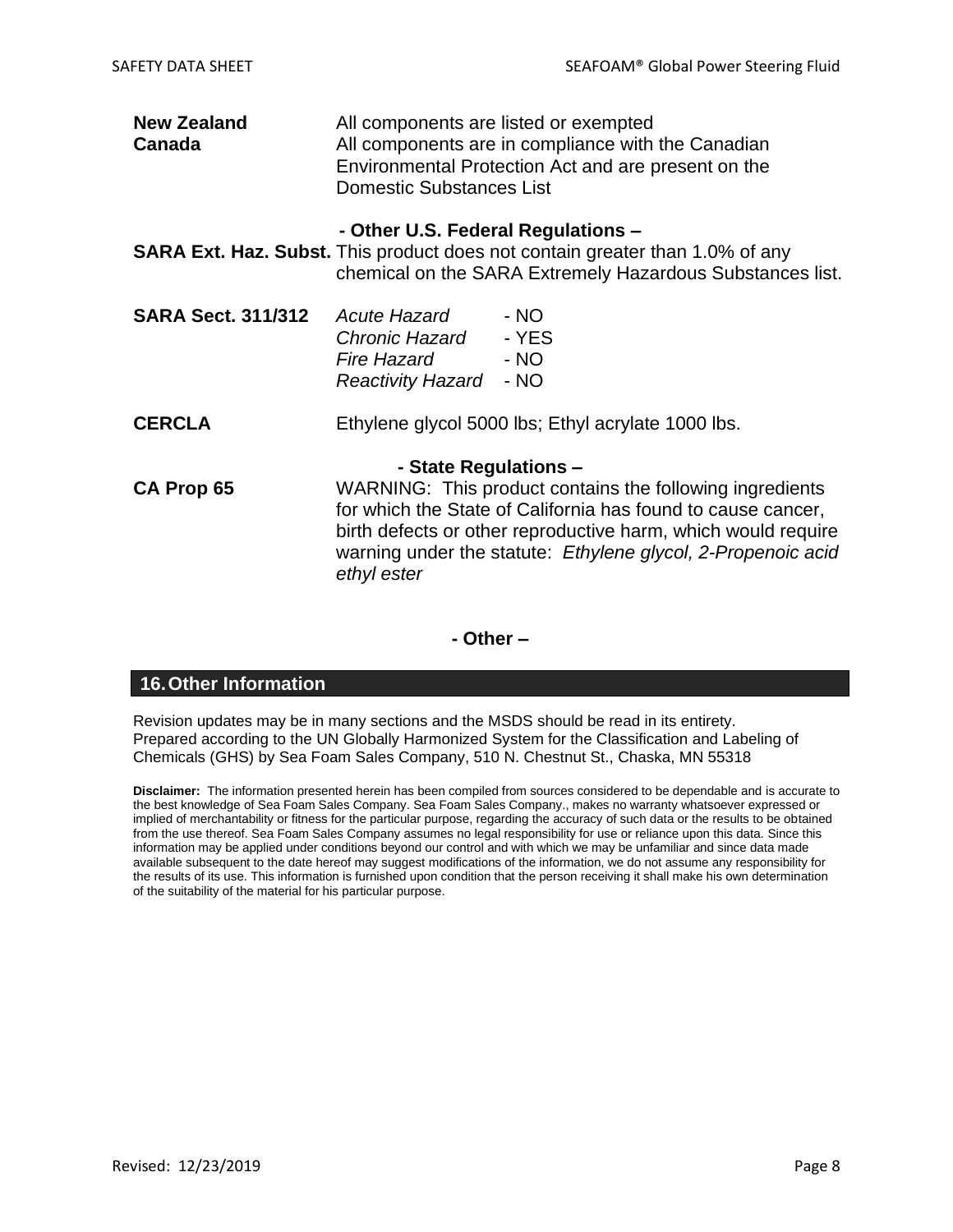| | |
|---|---|
| **New Zealand** | All components are listed or exempted |
| **Canada** | All components are in compliance with the Canadian Environmental Protection Act and are present on the Domestic Substances List |

**- Other U.S. Federal Regulations –**

**SARA Ext. Haz. Subst.** This product does not contain greater than 1.0% of any chemical on the SARA Extremely Hazardous Substances list.

| | | |
|---|---|---|
| **SARA Sect. 311/312** | *Acute Hazard* | - NO |
| | *Chronic Hazard* | - YES |
| | *Fire Hazard* | - NO |
| | *Reactivity Hazard* | - NO |

**CERCLA** Ethylene glycol 5000 lbs; Ethyl acrylate 1000 lbs.

**- State Regulations –**

**CA Prop 65** WARNING: This product contains the following ingredients for which the State of California has found to cause cancer, birth defects or other reproductive harm, which would require warning under the statute: *Ethylene glycol, 2-Propenoic acid ethyl ester*

**- Other –**

## 16. Other Information

Revision updates may be in many sections and the MSDS should be read in its entirety.
Prepared according to the UN Globally Harmonized System for the Classification and Labeling of Chemicals (GHS) by Sea Foam Sales Company, 510 N. Chestnut St., Chaska, MN 55318

**Disclaimer:** The information presented herein has been compiled from sources considered to be dependable and is accurate to the best knowledge of Sea Foam Sales Company. Sea Foam Sales Company., makes no warranty whatsoever expressed or implied of merchantability or fitness for the particular purpose, regarding the accuracy of such data or the results to be obtained from the use thereof. Sea Foam Sales Company assumes no legal responsibility for use or reliance upon this data. Since this information may be applied under conditions beyond our control and with which we may be unfamiliar and since data made available subsequent to the date hereof may suggest modifications of the information, we do not assume any responsibility for the results of its use. This information is furnished upon condition that the person receiving it shall make his own determination of the suitability of the material for his particular purpose.

Revised: 12/23/2019